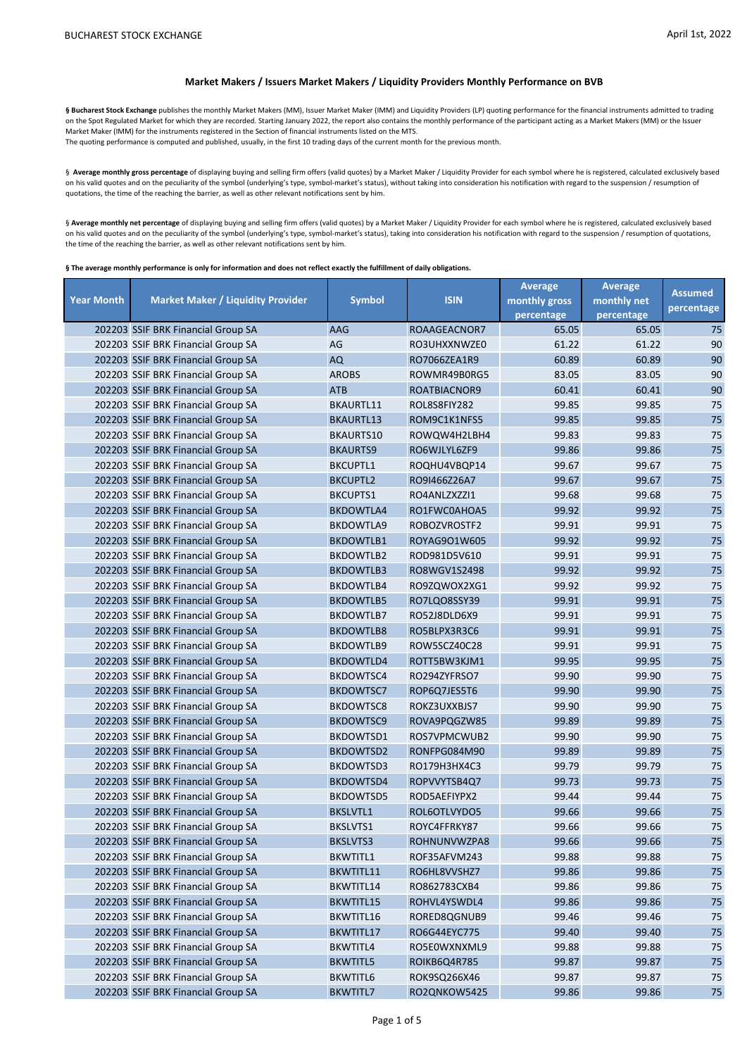## Market Makers / Issuers Market Makers / Liquidity Providers Monthly Performance on BVB

§ **Bucharest Stock Exchange** publishes the monthly Market Makers (MM), Issuer Market Maker (IMM) and Liquidity Providers (LP) quoting performance for the financial instruments admitted to trading on the Spot Regulated Market for which they are recorded. Starting January 2022, the report also contains the monthly performance of the participant acting as a Market Makers (MM) or the Issuer Market Maker (IMM) for the instruments registered in the Section of financial instruments listed on the MTS.
The quoting performance is computed and published, usually, in the first 10 trading days of the current month for the previous month.

§ **Average monthly gross percentage** of displaying buying and selling firm offers (valid quotes) by a Market Maker / Liquidity Provider for each symbol where he is registered, calculated exclusively based on his valid quotes and on the peculiarity of the symbol (underlying's type, symbol-market's status), without taking into consideration his notification with regard to the suspension / resumption of quotations, the time of the reaching the barrier, as well as other relevant notifications sent by him.

§ **Average monthly net percentage** of displaying buying and selling firm offers (valid quotes) by a Market Maker / Liquidity Provider for each symbol where he is registered, calculated exclusively based on his valid quotes and on the peculiarity of the symbol (underlying's type, symbol-market's status), taking into consideration his notification with regard to the suspension / resumption of quotations, the time of the reaching the barrier, as well as other relevant notifications sent by him.

**§ The average monthly performance is only for information and does not reflect exactly the fulfillment of daily obligations.**

| Year Month | Market Maker / Liquidity Provider | Symbol | ISIN | Average monthly gross percentage | Average monthly net percentage | Assumed percentage |
|---|---|---|---|---|---|---|
| 202203 | SSIF BRK Financial Group SA | AAG | ROAAGEACNOR7 | 65.05 | 65.05 | 75 |
| 202203 | SSIF BRK Financial Group SA | AG | RO3UHXXNWZE0 | 61.22 | 61.22 | 90 |
| 202203 | SSIF BRK Financial Group SA | AQ | RO7066ZEA1R9 | 60.89 | 60.89 | 90 |
| 202203 | SSIF BRK Financial Group SA | AROBS | ROWMR49B0RG5 | 83.05 | 83.05 | 90 |
| 202203 | SSIF BRK Financial Group SA | ATB | ROATBIACNOR9 | 60.41 | 60.41 | 90 |
| 202203 | SSIF BRK Financial Group SA | BKAURTL11 | ROL8S8FIY282 | 99.85 | 99.85 | 75 |
| 202203 | SSIF BRK Financial Group SA | BKAURTL13 | ROM9C1K1NFS5 | 99.85 | 99.85 | 75 |
| 202203 | SSIF BRK Financial Group SA | BKAURTS10 | ROWQW4H2LBH4 | 99.83 | 99.83 | 75 |
| 202203 | SSIF BRK Financial Group SA | BKAURTS9 | RO6WJLYL6ZF9 | 99.86 | 99.86 | 75 |
| 202203 | SSIF BRK Financial Group SA | BKCUPTL1 | ROQHU4VBQP14 | 99.67 | 99.67 | 75 |
| 202203 | SSIF BRK Financial Group SA | BKCUPTL2 | RO9I466Z26A7 | 99.67 | 99.67 | 75 |
| 202203 | SSIF BRK Financial Group SA | BKCUPTS1 | RO4ANLZXZZI1 | 99.68 | 99.68 | 75 |
| 202203 | SSIF BRK Financial Group SA | BKDOWTLA4 | RO1FWC0AHOA5 | 99.92 | 99.92 | 75 |
| 202203 | SSIF BRK Financial Group SA | BKDOWTLA9 | ROBOZVROSTF2 | 99.91 | 99.91 | 75 |
| 202203 | SSIF BRK Financial Group SA | BKDOWTLB1 | ROYAG9O1W605 | 99.92 | 99.92 | 75 |
| 202203 | SSIF BRK Financial Group SA | BKDOWTLB2 | ROD981D5V610 | 99.91 | 99.91 | 75 |
| 202203 | SSIF BRK Financial Group SA | BKDOWTLB3 | RO8WGV1S2498 | 99.92 | 99.92 | 75 |
| 202203 | SSIF BRK Financial Group SA | BKDOWTLB4 | RO9ZQWOX2XG1 | 99.92 | 99.92 | 75 |
| 202203 | SSIF BRK Financial Group SA | BKDOWTLB5 | RO7LQO8SSY39 | 99.91 | 99.91 | 75 |
| 202203 | SSIF BRK Financial Group SA | BKDOWTLB7 | RO52J8DLD6X9 | 99.91 | 99.91 | 75 |
| 202203 | SSIF BRK Financial Group SA | BKDOWTLB8 | RO5BLPX3R3C6 | 99.91 | 99.91 | 75 |
| 202203 | SSIF BRK Financial Group SA | BKDOWTLB9 | ROW5SCZ40C28 | 99.91 | 99.91 | 75 |
| 202203 | SSIF BRK Financial Group SA | BKDOWTLD4 | ROTT5BW3KJM1 | 99.95 | 99.95 | 75 |
| 202203 | SSIF BRK Financial Group SA | BKDOWTSC4 | RO294ZYFRSO7 | 99.90 | 99.90 | 75 |
| 202203 | SSIF BRK Financial Group SA | BKDOWTSC7 | ROP6Q7JES5T6 | 99.90 | 99.90 | 75 |
| 202203 | SSIF BRK Financial Group SA | BKDOWTSC8 | ROKZ3UXXBJS7 | 99.90 | 99.90 | 75 |
| 202203 | SSIF BRK Financial Group SA | BKDOWTSC9 | ROVA9PQGZW85 | 99.89 | 99.89 | 75 |
| 202203 | SSIF BRK Financial Group SA | BKDOWTSD1 | ROS7VPMCWUB2 | 99.90 | 99.90 | 75 |
| 202203 | SSIF BRK Financial Group SA | BKDOWTSD2 | RONFPG084M90 | 99.89 | 99.89 | 75 |
| 202203 | SSIF BRK Financial Group SA | BKDOWTSD3 | RO179H3HX4C3 | 99.79 | 99.79 | 75 |
| 202203 | SSIF BRK Financial Group SA | BKDOWTSD4 | ROPVVYTSB4Q7 | 99.73 | 99.73 | 75 |
| 202203 | SSIF BRK Financial Group SA | BKDOWTSD5 | ROD5AEFIYPX2 | 99.44 | 99.44 | 75 |
| 202203 | SSIF BRK Financial Group SA | BKSLVTL1 | ROL6OTLVYDO5 | 99.66 | 99.66 | 75 |
| 202203 | SSIF BRK Financial Group SA | BKSLVTS1 | ROYC4FFRKY87 | 99.66 | 99.66 | 75 |
| 202203 | SSIF BRK Financial Group SA | BKSLVTS3 | ROHNUNVWZPA8 | 99.66 | 99.66 | 75 |
| 202203 | SSIF BRK Financial Group SA | BKWTITL1 | ROF35AFVM243 | 99.88 | 99.88 | 75 |
| 202203 | SSIF BRK Financial Group SA | BKWTITL11 | RO6HL8VVSHZ7 | 99.86 | 99.86 | 75 |
| 202203 | SSIF BRK Financial Group SA | BKWTITL14 | RO862783CXB4 | 99.86 | 99.86 | 75 |
| 202203 | SSIF BRK Financial Group SA | BKWTITL15 | ROHVL4YSWDL4 | 99.86 | 99.86 | 75 |
| 202203 | SSIF BRK Financial Group SA | BKWTITL16 | RORED8QGNUB9 | 99.46 | 99.46 | 75 |
| 202203 | SSIF BRK Financial Group SA | BKWTITL17 | RO6G44EYC775 | 99.40 | 99.40 | 75 |
| 202203 | SSIF BRK Financial Group SA | BKWTITL4 | RO5E0WXNXML9 | 99.88 | 99.88 | 75 |
| 202203 | SSIF BRK Financial Group SA | BKWTITL5 | ROIKB6Q4R785 | 99.87 | 99.87 | 75 |
| 202203 | SSIF BRK Financial Group SA | BKWTITL6 | ROK9SQ266X46 | 99.87 | 99.87 | 75 |
| 202203 | SSIF BRK Financial Group SA | BKWTITL7 | RO2QNKOW5425 | 99.86 | 99.86 | 75 |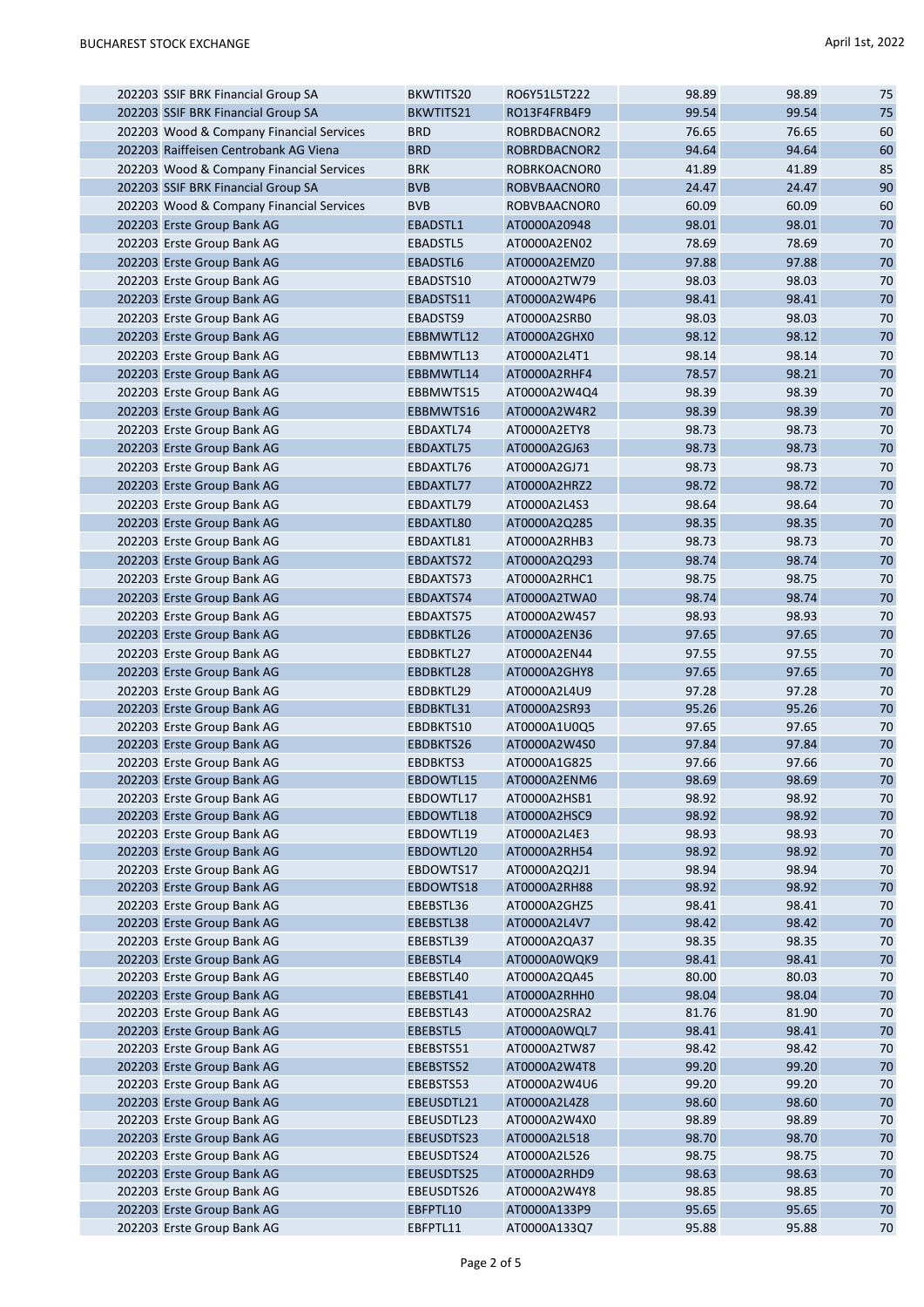| | | | | | | |
|---|---|---|---|---|---|---|
| 202203 | SSIF BRK Financial Group SA | BKWTITS20 | RO6Y51L5T222 | 98.89 | 98.89 | 75 |
| 202203 | SSIF BRK Financial Group SA | BKWTITS21 | RO13F4FRB4F9 | 99.54 | 99.54 | 75 |
| 202203 | Wood & Company Financial Services | BRD | ROBRDBACNOR2 | 76.65 | 76.65 | 60 |
| 202203 | Raiffeisen Centrobank AG Viena | BRD | ROBRDBACNOR2 | 94.64 | 94.64 | 60 |
| 202203 | Wood & Company Financial Services | BRK | ROBRKOACNOR0 | 41.89 | 41.89 | 85 |
| 202203 | SSIF BRK Financial Group SA | BVB | ROBVBAACNOR0 | 24.47 | 24.47 | 90 |
| 202203 | Wood & Company Financial Services | BVB | ROBVBAACNOR0 | 60.09 | 60.09 | 60 |
| 202203 | Erste Group Bank AG | EBADSTL1 | AT0000A20948 | 98.01 | 98.01 | 70 |
| 202203 | Erste Group Bank AG | EBADSTL5 | AT0000A2EN02 | 78.69 | 78.69 | 70 |
| 202203 | Erste Group Bank AG | EBADSTL6 | AT0000A2EMZ0 | 97.88 | 97.88 | 70 |
| 202203 | Erste Group Bank AG | EBADSTS10 | AT0000A2TW79 | 98.03 | 98.03 | 70 |
| 202203 | Erste Group Bank AG | EBADSTS11 | AT0000A2W4P6 | 98.41 | 98.41 | 70 |
| 202203 | Erste Group Bank AG | EBADSTS9 | AT0000A2SRB0 | 98.03 | 98.03 | 70 |
| 202203 | Erste Group Bank AG | EBBMWTL12 | AT0000A2GHX0 | 98.12 | 98.12 | 70 |
| 202203 | Erste Group Bank AG | EBBMWTL13 | AT0000A2L4T1 | 98.14 | 98.14 | 70 |
| 202203 | Erste Group Bank AG | EBBMWTL14 | AT0000A2RHF4 | 78.57 | 98.21 | 70 |
| 202203 | Erste Group Bank AG | EBBMWTS15 | AT0000A2W4Q4 | 98.39 | 98.39 | 70 |
| 202203 | Erste Group Bank AG | EBBMWTS16 | AT0000A2W4R2 | 98.39 | 98.39 | 70 |
| 202203 | Erste Group Bank AG | EBDAXTL74 | AT0000A2ETY8 | 98.73 | 98.73 | 70 |
| 202203 | Erste Group Bank AG | EBDAXTL75 | AT0000A2GJ63 | 98.73 | 98.73 | 70 |
| 202203 | Erste Group Bank AG | EBDAXTL76 | AT0000A2GJ71 | 98.73 | 98.73 | 70 |
| 202203 | Erste Group Bank AG | EBDAXTL77 | AT0000A2HRZ2 | 98.72 | 98.72 | 70 |
| 202203 | Erste Group Bank AG | EBDAXTL79 | AT0000A2L4S3 | 98.64 | 98.64 | 70 |
| 202203 | Erste Group Bank AG | EBDAXTL80 | AT0000A2Q285 | 98.35 | 98.35 | 70 |
| 202203 | Erste Group Bank AG | EBDAXTL81 | AT0000A2RHB3 | 98.73 | 98.73 | 70 |
| 202203 | Erste Group Bank AG | EBDAXTS72 | AT0000A2Q293 | 98.74 | 98.74 | 70 |
| 202203 | Erste Group Bank AG | EBDAXTS73 | AT0000A2RHC1 | 98.75 | 98.75 | 70 |
| 202203 | Erste Group Bank AG | EBDAXTS74 | AT0000A2TWA0 | 98.74 | 98.74 | 70 |
| 202203 | Erste Group Bank AG | EBDAXTS75 | AT0000A2W457 | 98.93 | 98.93 | 70 |
| 202203 | Erste Group Bank AG | EBDBKTL26 | AT0000A2EN36 | 97.65 | 97.65 | 70 |
| 202203 | Erste Group Bank AG | EBDBKTL27 | AT0000A2EN44 | 97.55 | 97.55 | 70 |
| 202203 | Erste Group Bank AG | EBDBKTL28 | AT0000A2GHY8 | 97.65 | 97.65 | 70 |
| 202203 | Erste Group Bank AG | EBDBKTL29 | AT0000A2L4U9 | 97.28 | 97.28 | 70 |
| 202203 | Erste Group Bank AG | EBDBKTL31 | AT0000A2SR93 | 95.26 | 95.26 | 70 |
| 202203 | Erste Group Bank AG | EBDBKTS10 | AT0000A1U0Q5 | 97.65 | 97.65 | 70 |
| 202203 | Erste Group Bank AG | EBDBKTS26 | AT0000A2W4S0 | 97.84 | 97.84 | 70 |
| 202203 | Erste Group Bank AG | EBDBKTS3 | AT0000A1G825 | 97.66 | 97.66 | 70 |
| 202203 | Erste Group Bank AG | EBDOWTL15 | AT0000A2ENM6 | 98.69 | 98.69 | 70 |
| 202203 | Erste Group Bank AG | EBDOWTL17 | AT0000A2HSB1 | 98.92 | 98.92 | 70 |
| 202203 | Erste Group Bank AG | EBDOWTL18 | AT0000A2HSC9 | 98.92 | 98.92 | 70 |
| 202203 | Erste Group Bank AG | EBDOWTL19 | AT0000A2L4E3 | 98.93 | 98.93 | 70 |
| 202203 | Erste Group Bank AG | EBDOWTL20 | AT0000A2RH54 | 98.92 | 98.92 | 70 |
| 202203 | Erste Group Bank AG | EBDOWTS17 | AT0000A2Q2J1 | 98.94 | 98.94 | 70 |
| 202203 | Erste Group Bank AG | EBDOWTS18 | AT0000A2RH88 | 98.92 | 98.92 | 70 |
| 202203 | Erste Group Bank AG | EBEBSTL36 | AT0000A2GHZ5 | 98.41 | 98.41 | 70 |
| 202203 | Erste Group Bank AG | EBEBSTL38 | AT0000A2L4V7 | 98.42 | 98.42 | 70 |
| 202203 | Erste Group Bank AG | EBEBSTL39 | AT0000A2QA37 | 98.35 | 98.35 | 70 |
| 202203 | Erste Group Bank AG | EBEBSTL4 | AT0000A0WQK9 | 98.41 | 98.41 | 70 |
| 202203 | Erste Group Bank AG | EBEBSTL40 | AT0000A2QA45 | 80.00 | 80.03 | 70 |
| 202203 | Erste Group Bank AG | EBEBSTL41 | AT0000A2RHH0 | 98.04 | 98.04 | 70 |
| 202203 | Erste Group Bank AG | EBEBSTL43 | AT0000A2SRA2 | 81.76 | 81.90 | 70 |
| 202203 | Erste Group Bank AG | EBEBSTL5 | AT0000A0WQL7 | 98.41 | 98.41 | 70 |
| 202203 | Erste Group Bank AG | EBEBSTS51 | AT0000A2TW87 | 98.42 | 98.42 | 70 |
| 202203 | Erste Group Bank AG | EBEBSTS52 | AT0000A2W4T8 | 99.20 | 99.20 | 70 |
| 202203 | Erste Group Bank AG | EBEBSTS53 | AT0000A2W4U6 | 99.20 | 99.20 | 70 |
| 202203 | Erste Group Bank AG | EBEUSDTL21 | AT0000A2L4Z8 | 98.60 | 98.60 | 70 |
| 202203 | Erste Group Bank AG | EBEUSDTL23 | AT0000A2W4X0 | 98.89 | 98.89 | 70 |
| 202203 | Erste Group Bank AG | EBEUSDTS23 | AT0000A2L518 | 98.70 | 98.70 | 70 |
| 202203 | Erste Group Bank AG | EBEUSDTS24 | AT0000A2L526 | 98.75 | 98.75 | 70 |
| 202203 | Erste Group Bank AG | EBEUSDTS25 | AT0000A2RHD9 | 98.63 | 98.63 | 70 |
| 202203 | Erste Group Bank AG | EBEUSDTS26 | AT0000A2W4Y8 | 98.85 | 98.85 | 70 |
| 202203 | Erste Group Bank AG | EBFPTL10 | AT0000A133P9 | 95.65 | 95.65 | 70 |
| 202203 | Erste Group Bank AG | EBFPTL11 | AT0000A133Q7 | 95.88 | 95.88 | 70 |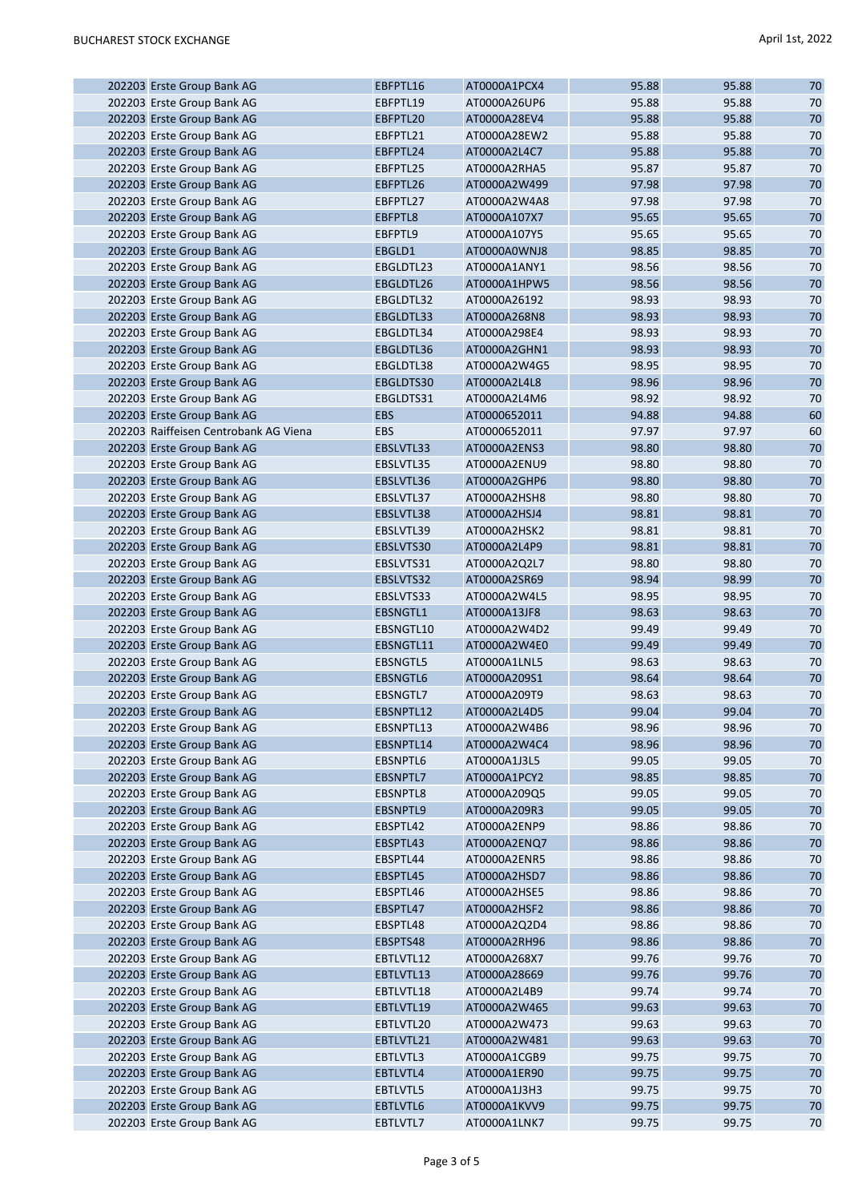| | | | | | | |
|---|---|---|---|---|---|---|
| 202203 | Erste Group Bank AG | EBFPTL16 | AT0000A1PCX4 | 95.88 | 95.88 | 70 |
| 202203 | Erste Group Bank AG | EBFPTL19 | AT0000A26UP6 | 95.88 | 95.88 | 70 |
| 202203 | Erste Group Bank AG | EBFPTL20 | AT0000A28EV4 | 95.88 | 95.88 | 70 |
| 202203 | Erste Group Bank AG | EBFPTL21 | AT0000A28EW2 | 95.88 | 95.88 | 70 |
| 202203 | Erste Group Bank AG | EBFPTL24 | AT0000A2L4C7 | 95.88 | 95.88 | 70 |
| 202203 | Erste Group Bank AG | EBFPTL25 | AT0000A2RHA5 | 95.87 | 95.87 | 70 |
| 202203 | Erste Group Bank AG | EBFPTL26 | AT0000A2W499 | 97.98 | 97.98 | 70 |
| 202203 | Erste Group Bank AG | EBFPTL27 | AT0000A2W4A8 | 97.98 | 97.98 | 70 |
| 202203 | Erste Group Bank AG | EBFPTL8 | AT0000A107X7 | 95.65 | 95.65 | 70 |
| 202203 | Erste Group Bank AG | EBFPTL9 | AT0000A107Y5 | 95.65 | 95.65 | 70 |
| 202203 | Erste Group Bank AG | EBGLD1 | AT0000A0WNJ8 | 98.85 | 98.85 | 70 |
| 202203 | Erste Group Bank AG | EBGLDTL23 | AT0000A1ANY1 | 98.56 | 98.56 | 70 |
| 202203 | Erste Group Bank AG | EBGLDTL26 | AT0000A1HPW5 | 98.56 | 98.56 | 70 |
| 202203 | Erste Group Bank AG | EBGLDTL32 | AT0000A26192 | 98.93 | 98.93 | 70 |
| 202203 | Erste Group Bank AG | EBGLDTL33 | AT0000A268N8 | 98.93 | 98.93 | 70 |
| 202203 | Erste Group Bank AG | EBGLDTL34 | AT0000A298E4 | 98.93 | 98.93 | 70 |
| 202203 | Erste Group Bank AG | EBGLDTL36 | AT0000A2GHN1 | 98.93 | 98.93 | 70 |
| 202203 | Erste Group Bank AG | EBGLDTL38 | AT0000A2W4G5 | 98.95 | 98.95 | 70 |
| 202203 | Erste Group Bank AG | EBGLDTS30 | AT0000A2L4L8 | 98.96 | 98.96 | 70 |
| 202203 | Erste Group Bank AG | EBGLDTS31 | AT0000A2L4M6 | 98.92 | 98.92 | 70 |
| 202203 | Erste Group Bank AG | EBS | AT0000652011 | 94.88 | 94.88 | 60 |
| 202203 | Raiffeisen Centrobank AG Viena | EBS | AT0000652011 | 97.97 | 97.97 | 60 |
| 202203 | Erste Group Bank AG | EBSLVTL33 | AT0000A2ENS3 | 98.80 | 98.80 | 70 |
| 202203 | Erste Group Bank AG | EBSLVTL35 | AT0000A2ENU9 | 98.80 | 98.80 | 70 |
| 202203 | Erste Group Bank AG | EBSLVTL36 | AT0000A2GHP6 | 98.80 | 98.80 | 70 |
| 202203 | Erste Group Bank AG | EBSLVTL37 | AT0000A2HSH8 | 98.80 | 98.80 | 70 |
| 202203 | Erste Group Bank AG | EBSLVTL38 | AT0000A2HSJ4 | 98.81 | 98.81 | 70 |
| 202203 | Erste Group Bank AG | EBSLVTL39 | AT0000A2HSK2 | 98.81 | 98.81 | 70 |
| 202203 | Erste Group Bank AG | EBSLVTS30 | AT0000A2L4P9 | 98.81 | 98.81 | 70 |
| 202203 | Erste Group Bank AG | EBSLVTS31 | AT0000A2Q2L7 | 98.80 | 98.80 | 70 |
| 202203 | Erste Group Bank AG | EBSLVTS32 | AT0000A2SR69 | 98.94 | 98.99 | 70 |
| 202203 | Erste Group Bank AG | EBSLVTS33 | AT0000A2W4L5 | 98.95 | 98.95 | 70 |
| 202203 | Erste Group Bank AG | EBSNGTL1 | AT0000A13JF8 | 98.63 | 98.63 | 70 |
| 202203 | Erste Group Bank AG | EBSNGTL10 | AT0000A2W4D2 | 99.49 | 99.49 | 70 |
| 202203 | Erste Group Bank AG | EBSNGTL11 | AT0000A2W4E0 | 99.49 | 99.49 | 70 |
| 202203 | Erste Group Bank AG | EBSNGTL5 | AT0000A1LNL5 | 98.63 | 98.63 | 70 |
| 202203 | Erste Group Bank AG | EBSNGTL6 | AT0000A209S1 | 98.64 | 98.64 | 70 |
| 202203 | Erste Group Bank AG | EBSNGTL7 | AT0000A209T9 | 98.63 | 98.63 | 70 |
| 202203 | Erste Group Bank AG | EBSNPTL12 | AT0000A2L4D5 | 99.04 | 99.04 | 70 |
| 202203 | Erste Group Bank AG | EBSNPTL13 | AT0000A2W4B6 | 98.96 | 98.96 | 70 |
| 202203 | Erste Group Bank AG | EBSNPTL14 | AT0000A2W4C4 | 98.96 | 98.96 | 70 |
| 202203 | Erste Group Bank AG | EBSNPTL6 | AT0000A1J3L5 | 99.05 | 99.05 | 70 |
| 202203 | Erste Group Bank AG | EBSNPTL7 | AT0000A1PCY2 | 98.85 | 98.85 | 70 |
| 202203 | Erste Group Bank AG | EBSNPTL8 | AT0000A209Q5 | 99.05 | 99.05 | 70 |
| 202203 | Erste Group Bank AG | EBSNPTL9 | AT0000A209R3 | 99.05 | 99.05 | 70 |
| 202203 | Erste Group Bank AG | EBSPTL42 | AT0000A2ENP9 | 98.86 | 98.86 | 70 |
| 202203 | Erste Group Bank AG | EBSPTL43 | AT0000A2ENQ7 | 98.86 | 98.86 | 70 |
| 202203 | Erste Group Bank AG | EBSPTL44 | AT0000A2ENR5 | 98.86 | 98.86 | 70 |
| 202203 | Erste Group Bank AG | EBSPTL45 | AT0000A2HSD7 | 98.86 | 98.86 | 70 |
| 202203 | Erste Group Bank AG | EBSPTL46 | AT0000A2HSE5 | 98.86 | 98.86 | 70 |
| 202203 | Erste Group Bank AG | EBSPTL47 | AT0000A2HSF2 | 98.86 | 98.86 | 70 |
| 202203 | Erste Group Bank AG | EBSPTL48 | AT0000A2Q2D4 | 98.86 | 98.86 | 70 |
| 202203 | Erste Group Bank AG | EBSPTS48 | AT0000A2RH96 | 98.86 | 98.86 | 70 |
| 202203 | Erste Group Bank AG | EBTLVTL12 | AT0000A268X7 | 99.76 | 99.76 | 70 |
| 202203 | Erste Group Bank AG | EBTLVTL13 | AT0000A28669 | 99.76 | 99.76 | 70 |
| 202203 | Erste Group Bank AG | EBTLVTL18 | AT0000A2L4B9 | 99.74 | 99.74 | 70 |
| 202203 | Erste Group Bank AG | EBTLVTL19 | AT0000A2W465 | 99.63 | 99.63 | 70 |
| 202203 | Erste Group Bank AG | EBTLVTL20 | AT0000A2W473 | 99.63 | 99.63 | 70 |
| 202203 | Erste Group Bank AG | EBTLVTL21 | AT0000A2W481 | 99.63 | 99.63 | 70 |
| 202203 | Erste Group Bank AG | EBTLVTL3 | AT0000A1CGB9 | 99.75 | 99.75 | 70 |
| 202203 | Erste Group Bank AG | EBTLVTL4 | AT0000A1ER90 | 99.75 | 99.75 | 70 |
| 202203 | Erste Group Bank AG | EBTLVTL5 | AT0000A1J3H3 | 99.75 | 99.75 | 70 |
| 202203 | Erste Group Bank AG | EBTLVTL6 | AT0000A1KVV9 | 99.75 | 99.75 | 70 |
| 202203 | Erste Group Bank AG | EBTLVTL7 | AT0000A1LNK7 | 99.75 | 99.75 | 70 |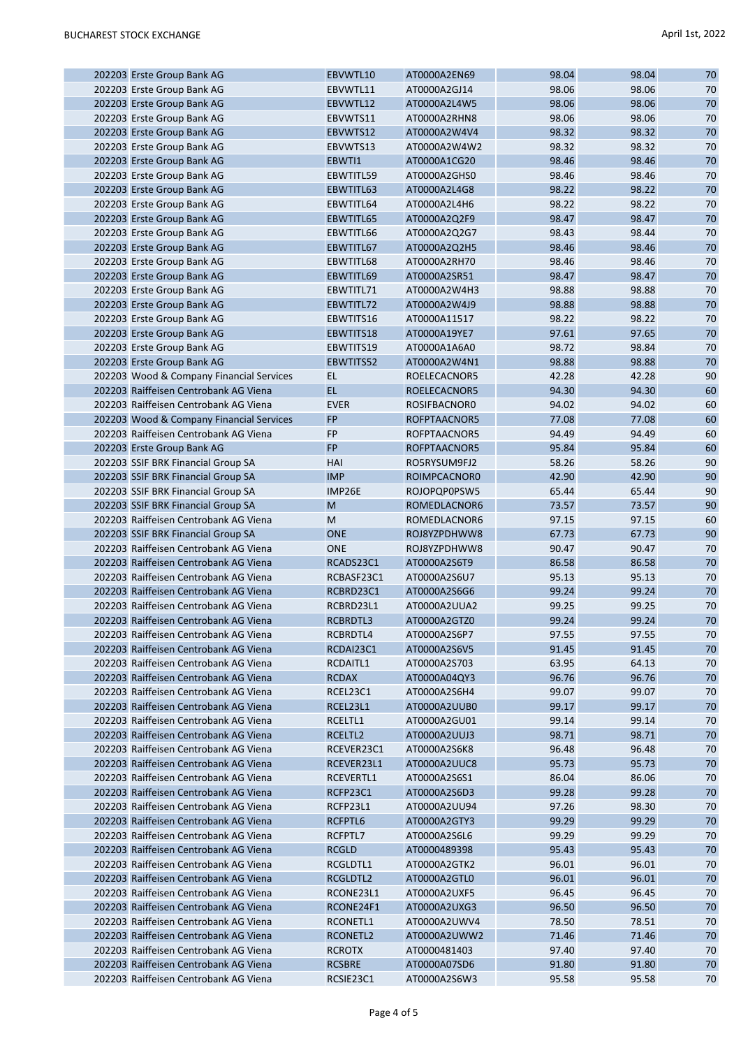| | | | | | | |
|---|---|---|---|---|---|---|
| 202203 | Erste Group Bank AG | EBVWTL10 | AT0000A2EN69 | 98.04 | 98.04 | 70 |
| 202203 | Erste Group Bank AG | EBVWTL11 | AT0000A2GJ14 | 98.06 | 98.06 | 70 |
| 202203 | Erste Group Bank AG | EBVWTL12 | AT0000A2L4W5 | 98.06 | 98.06 | 70 |
| 202203 | Erste Group Bank AG | EBVWTS11 | AT0000A2RHN8 | 98.06 | 98.06 | 70 |
| 202203 | Erste Group Bank AG | EBVWTS12 | AT0000A2W4V4 | 98.32 | 98.32 | 70 |
| 202203 | Erste Group Bank AG | EBVWTS13 | AT0000A2W4W2 | 98.32 | 98.32 | 70 |
| 202203 | Erste Group Bank AG | EBWTI1 | AT0000A1CG20 | 98.46 | 98.46 | 70 |
| 202203 | Erste Group Bank AG | EBWTITL59 | AT0000A2GHS0 | 98.46 | 98.46 | 70 |
| 202203 | Erste Group Bank AG | EBWTITL63 | AT0000A2L4G8 | 98.22 | 98.22 | 70 |
| 202203 | Erste Group Bank AG | EBWTITL64 | AT0000A2L4H6 | 98.22 | 98.22 | 70 |
| 202203 | Erste Group Bank AG | EBWTITL65 | AT0000A2Q2F9 | 98.47 | 98.47 | 70 |
| 202203 | Erste Group Bank AG | EBWTITL66 | AT0000A2Q2G7 | 98.43 | 98.44 | 70 |
| 202203 | Erste Group Bank AG | EBWTITL67 | AT0000A2Q2H5 | 98.46 | 98.46 | 70 |
| 202203 | Erste Group Bank AG | EBWTITL68 | AT0000A2RH70 | 98.46 | 98.46 | 70 |
| 202203 | Erste Group Bank AG | EBWTITL69 | AT0000A2SR51 | 98.47 | 98.47 | 70 |
| 202203 | Erste Group Bank AG | EBWTITL71 | AT0000A2W4H3 | 98.88 | 98.88 | 70 |
| 202203 | Erste Group Bank AG | EBWTITL72 | AT0000A2W4J9 | 98.88 | 98.88 | 70 |
| 202203 | Erste Group Bank AG | EBWTITS16 | AT0000A11517 | 98.22 | 98.22 | 70 |
| 202203 | Erste Group Bank AG | EBWTITS18 | AT0000A19YE7 | 97.61 | 97.65 | 70 |
| 202203 | Erste Group Bank AG | EBWTITS19 | AT0000A1A6A0 | 98.72 | 98.84 | 70 |
| 202203 | Erste Group Bank AG | EBWTITS52 | AT0000A2W4N1 | 98.88 | 98.88 | 70 |
| 202203 | Wood & Company Financial Services | EL | ROELECACNOR5 | 42.28 | 42.28 | 90 |
| 202203 | Raiffeisen Centrobank AG Viena | EL | ROELECACNOR5 | 94.30 | 94.30 | 60 |
| 202203 | Raiffeisen Centrobank AG Viena | EVER | ROSIFBACNOR0 | 94.02 | 94.02 | 60 |
| 202203 | Wood & Company Financial Services | FP | ROFPTAACNOR5 | 77.08 | 77.08 | 60 |
| 202203 | Raiffeisen Centrobank AG Viena | FP | ROFPTAACNOR5 | 94.49 | 94.49 | 60 |
| 202203 | Erste Group Bank AG | FP | ROFPTAACNOR5 | 95.84 | 95.84 | 60 |
| 202203 | SSIF BRK Financial Group SA | HAI | RO5RYSUM9FJ2 | 58.26 | 58.26 | 90 |
| 202203 | SSIF BRK Financial Group SA | IMP | ROIMPCACNOR0 | 42.90 | 42.90 | 90 |
| 202203 | SSIF BRK Financial Group SA | IMP26E | ROJOPQP0PSW5 | 65.44 | 65.44 | 90 |
| 202203 | SSIF BRK Financial Group SA | M | ROMEDLACNOR6 | 73.57 | 73.57 | 90 |
| 202203 | Raiffeisen Centrobank AG Viena | M | ROMEDLACNOR6 | 97.15 | 97.15 | 60 |
| 202203 | SSIF BRK Financial Group SA | ONE | ROJ8YZPDHWW8 | 67.73 | 67.73 | 90 |
| 202203 | Raiffeisen Centrobank AG Viena | ONE | ROJ8YZPDHWW8 | 90.47 | 90.47 | 70 |
| 202203 | Raiffeisen Centrobank AG Viena | RCADS23C1 | AT0000A2S6T9 | 86.58 | 86.58 | 70 |
| 202203 | Raiffeisen Centrobank AG Viena | RCBASF23C1 | AT0000A2S6U7 | 95.13 | 95.13 | 70 |
| 202203 | Raiffeisen Centrobank AG Viena | RCBRD23C1 | AT0000A2S6G6 | 99.24 | 99.24 | 70 |
| 202203 | Raiffeisen Centrobank AG Viena | RCBRD23L1 | AT0000A2UUA2 | 99.25 | 99.25 | 70 |
| 202203 | Raiffeisen Centrobank AG Viena | RCBRDTL3 | AT0000A2GTZ0 | 99.24 | 99.24 | 70 |
| 202203 | Raiffeisen Centrobank AG Viena | RCBRDTL4 | AT0000A2S6P7 | 97.55 | 97.55 | 70 |
| 202203 | Raiffeisen Centrobank AG Viena | RCDAI23C1 | AT0000A2S6V5 | 91.45 | 91.45 | 70 |
| 202203 | Raiffeisen Centrobank AG Viena | RCDAITL1 | AT0000A2S703 | 63.95 | 64.13 | 70 |
| 202203 | Raiffeisen Centrobank AG Viena | RCDAX | AT0000A04QY3 | 96.76 | 96.76 | 70 |
| 202203 | Raiffeisen Centrobank AG Viena | RCEL23C1 | AT0000A2S6H4 | 99.07 | 99.07 | 70 |
| 202203 | Raiffeisen Centrobank AG Viena | RCEL23L1 | AT0000A2UUB0 | 99.17 | 99.17 | 70 |
| 202203 | Raiffeisen Centrobank AG Viena | RCELTL1 | AT0000A2GU01 | 99.14 | 99.14 | 70 |
| 202203 | Raiffeisen Centrobank AG Viena | RCELTL2 | AT0000A2UUJ3 | 98.71 | 98.71 | 70 |
| 202203 | Raiffeisen Centrobank AG Viena | RCEVER23C1 | AT0000A2S6K8 | 96.48 | 96.48 | 70 |
| 202203 | Raiffeisen Centrobank AG Viena | RCEVER23L1 | AT0000A2UUC8 | 95.73 | 95.73 | 70 |
| 202203 | Raiffeisen Centrobank AG Viena | RCEVERTL1 | AT0000A2S6S1 | 86.04 | 86.06 | 70 |
| 202203 | Raiffeisen Centrobank AG Viena | RCFP23C1 | AT0000A2S6D3 | 99.28 | 99.28 | 70 |
| 202203 | Raiffeisen Centrobank AG Viena | RCFP23L1 | AT0000A2UU94 | 97.26 | 98.30 | 70 |
| 202203 | Raiffeisen Centrobank AG Viena | RCFPTL6 | AT0000A2GTY3 | 99.29 | 99.29 | 70 |
| 202203 | Raiffeisen Centrobank AG Viena | RCFPTL7 | AT0000A2S6L6 | 99.29 | 99.29 | 70 |
| 202203 | Raiffeisen Centrobank AG Viena | RCGLD | AT0000489398 | 95.43 | 95.43 | 70 |
| 202203 | Raiffeisen Centrobank AG Viena | RCGLDTL1 | AT0000A2GTK2 | 96.01 | 96.01 | 70 |
| 202203 | Raiffeisen Centrobank AG Viena | RCGLDTL2 | AT0000A2GTL0 | 96.01 | 96.01 | 70 |
| 202203 | Raiffeisen Centrobank AG Viena | RCONE23L1 | AT0000A2UXF5 | 96.45 | 96.45 | 70 |
| 202203 | Raiffeisen Centrobank AG Viena | RCONE24F1 | AT0000A2UXG3 | 96.50 | 96.50 | 70 |
| 202203 | Raiffeisen Centrobank AG Viena | RCONETL1 | AT0000A2UWV4 | 78.50 | 78.51 | 70 |
| 202203 | Raiffeisen Centrobank AG Viena | RCONETL2 | AT0000A2UWW2 | 71.46 | 71.46 | 70 |
| 202203 | Raiffeisen Centrobank AG Viena | RCROTX | AT0000481403 | 97.40 | 97.40 | 70 |
| 202203 | Raiffeisen Centrobank AG Viena | RCSBRE | AT0000A07SD6 | 91.80 | 91.80 | 70 |
| 202203 | Raiffeisen Centrobank AG Viena | RCSIE23C1 | AT0000A2S6W3 | 95.58 | 95.58 | 70 |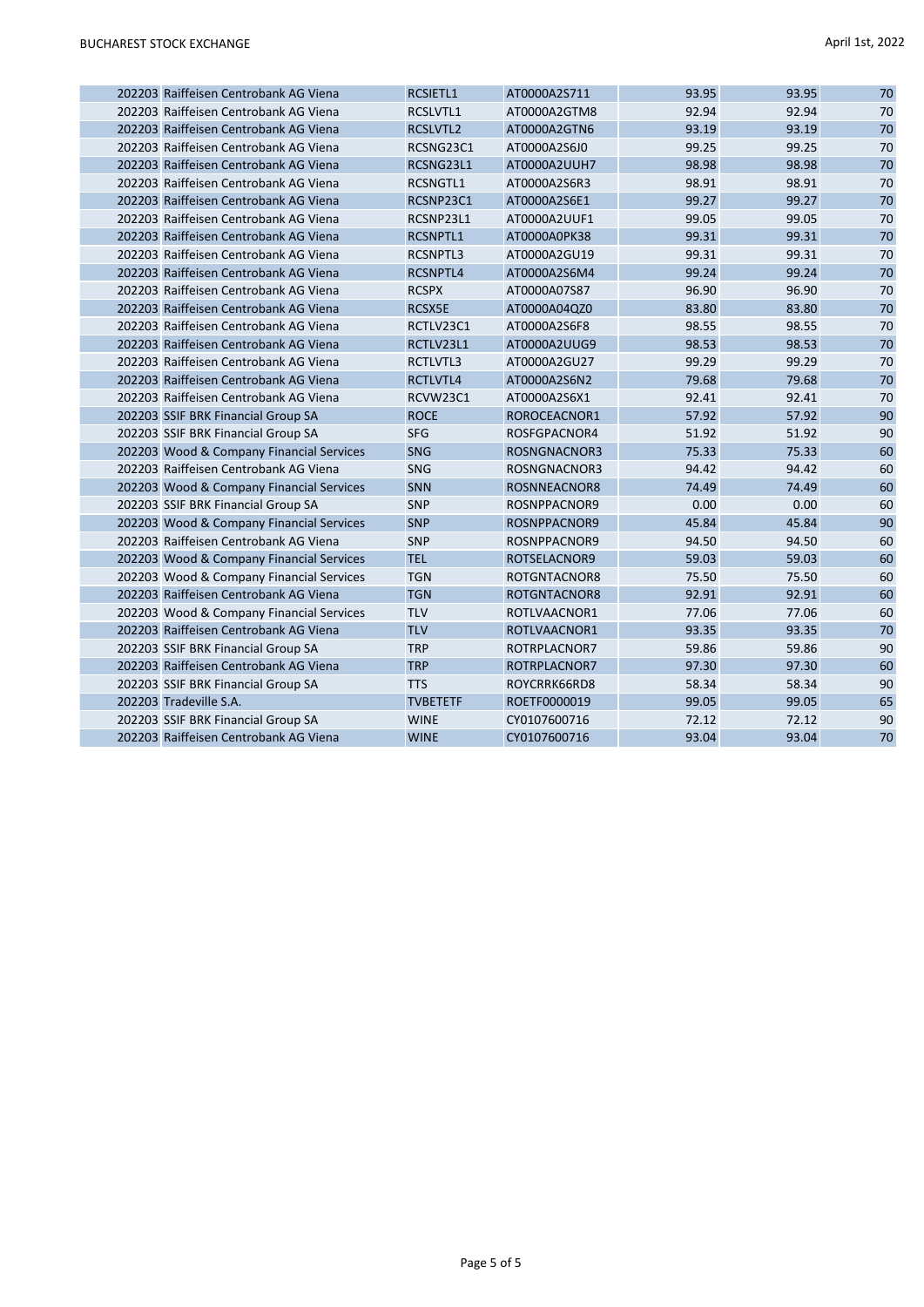| | | | | | | |
|---|---|---|---|---|---|---|
| 202203 | Raiffeisen Centrobank AG Viena | RCSIETL1 | AT0000A2S711 | 93.95 | 93.95 | 70 |
| 202203 | Raiffeisen Centrobank AG Viena | RCSLVTL1 | AT0000A2GTM8 | 92.94 | 92.94 | 70 |
| 202203 | Raiffeisen Centrobank AG Viena | RCSLVTL2 | AT0000A2GTN6 | 93.19 | 93.19 | 70 |
| 202203 | Raiffeisen Centrobank AG Viena | RCSNG23C1 | AT0000A2S6J0 | 99.25 | 99.25 | 70 |
| 202203 | Raiffeisen Centrobank AG Viena | RCSNG23L1 | AT0000A2UUH7 | 98.98 | 98.98 | 70 |
| 202203 | Raiffeisen Centrobank AG Viena | RCSNGTL1 | AT0000A2S6R3 | 98.91 | 98.91 | 70 |
| 202203 | Raiffeisen Centrobank AG Viena | RCSNP23C1 | AT0000A2S6E1 | 99.27 | 99.27 | 70 |
| 202203 | Raiffeisen Centrobank AG Viena | RCSNP23L1 | AT0000A2UUF1 | 99.05 | 99.05 | 70 |
| 202203 | Raiffeisen Centrobank AG Viena | RCSNPTL1 | AT0000A0PK38 | 99.31 | 99.31 | 70 |
| 202203 | Raiffeisen Centrobank AG Viena | RCSNPTL3 | AT0000A2GU19 | 99.31 | 99.31 | 70 |
| 202203 | Raiffeisen Centrobank AG Viena | RCSNPTL4 | AT0000A2S6M4 | 99.24 | 99.24 | 70 |
| 202203 | Raiffeisen Centrobank AG Viena | RCSPX | AT0000A07S87 | 96.90 | 96.90 | 70 |
| 202203 | Raiffeisen Centrobank AG Viena | RCSX5E | AT0000A04QZ0 | 83.80 | 83.80 | 70 |
| 202203 | Raiffeisen Centrobank AG Viena | RCTLV23C1 | AT0000A2S6F8 | 98.55 | 98.55 | 70 |
| 202203 | Raiffeisen Centrobank AG Viena | RCTLV23L1 | AT0000A2UUG9 | 98.53 | 98.53 | 70 |
| 202203 | Raiffeisen Centrobank AG Viena | RCTLVTL3 | AT0000A2GU27 | 99.29 | 99.29 | 70 |
| 202203 | Raiffeisen Centrobank AG Viena | RCTLVTL4 | AT0000A2S6N2 | 79.68 | 79.68 | 70 |
| 202203 | Raiffeisen Centrobank AG Viena | RCVW23C1 | AT0000A2S6X1 | 92.41 | 92.41 | 70 |
| 202203 | SSIF BRK Financial Group SA | ROCE | ROROCEACNOR1 | 57.92 | 57.92 | 90 |
| 202203 | SSIF BRK Financial Group SA | SFG | ROSFGPACNOR4 | 51.92 | 51.92 | 90 |
| 202203 | Wood & Company Financial Services | SNG | ROSNGNACNOR3 | 75.33 | 75.33 | 60 |
| 202203 | Raiffeisen Centrobank AG Viena | SNG | ROSNGNACNOR3 | 94.42 | 94.42 | 60 |
| 202203 | Wood & Company Financial Services | SNN | ROSNNEACNOR8 | 74.49 | 74.49 | 60 |
| 202203 | SSIF BRK Financial Group SA | SNP | ROSNPPACNOR9 | 0.00 | 0.00 | 60 |
| 202203 | Wood & Company Financial Services | SNP | ROSNPPACNOR9 | 45.84 | 45.84 | 90 |
| 202203 | Raiffeisen Centrobank AG Viena | SNP | ROSNPPACNOR9 | 94.50 | 94.50 | 60 |
| 202203 | Wood & Company Financial Services | TEL | ROTSELACNOR9 | 59.03 | 59.03 | 60 |
| 202203 | Wood & Company Financial Services | TGN | ROTGNTACNOR8 | 75.50 | 75.50 | 60 |
| 202203 | Raiffeisen Centrobank AG Viena | TGN | ROTGNTACNOR8 | 92.91 | 92.91 | 60 |
| 202203 | Wood & Company Financial Services | TLV | ROTLVAACNOR1 | 77.06 | 77.06 | 60 |
| 202203 | Raiffeisen Centrobank AG Viena | TLV | ROTLVAACNOR1 | 93.35 | 93.35 | 70 |
| 202203 | SSIF BRK Financial Group SA | TRP | ROTRPLACNOR7 | 59.86 | 59.86 | 90 |
| 202203 | Raiffeisen Centrobank AG Viena | TRP | ROTRPLACNOR7 | 97.30 | 97.30 | 60 |
| 202203 | SSIF BRK Financial Group SA | TTS | ROYCRRK66RD8 | 58.34 | 58.34 | 90 |
| 202203 | Tradeville S.A. | TVBETETF | ROETF0000019 | 99.05 | 99.05 | 65 |
| 202203 | SSIF BRK Financial Group SA | WINE | CY0107600716 | 72.12 | 72.12 | 90 |
| 202203 | Raiffeisen Centrobank AG Viena | WINE | CY0107600716 | 93.04 | 93.04 | 70 |